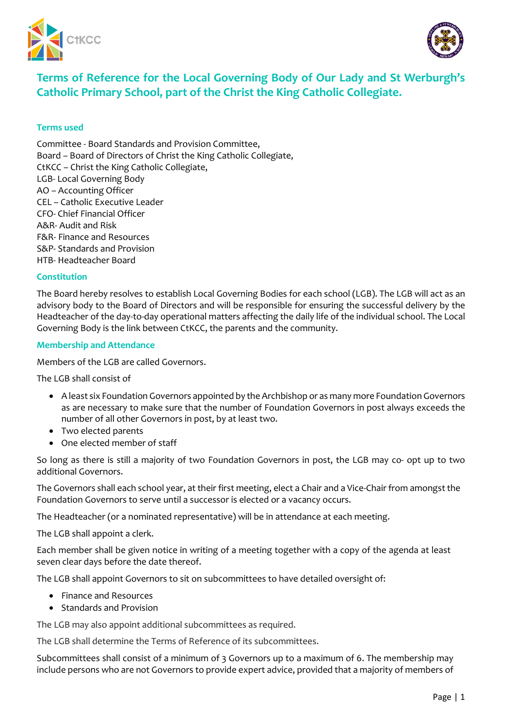# Terms of Reference for the Local Governing Body of Our Lady and St Werburgh's Catholic Primary School, part of the Christ the King Catholic Collegiate.

### Terms used

Committee - Board Standards and Provision Committee,
Board – Board of Directors of Christ the King Catholic Collegiate,
CtKCC – Christ the King Catholic Collegiate,
LGB- Local Governing Body
AO – Accounting Officer
CEL – Catholic Executive Leader
CFO- Chief Financial Officer
A&R- Audit and Risk
F&R- Finance and Resources
S&P- Standards and Provision
HTB- Headteacher Board

### Constitution

The Board hereby resolves to establish Local Governing Bodies for each school (LGB). The LGB will act as an advisory body to the Board of Directors and will be responsible for ensuring the successful delivery by the Headteacher of the day-to-day operational matters affecting the daily life of the individual school. The Local Governing Body is the link between CtKCC, the parents and the community.

### Membership and Attendance

Members of the LGB are called Governors.

The LGB shall consist of

- A least six Foundation Governors appointed by the Archbishop or as many more Foundation Governors as are necessary to make sure that the number of Foundation Governors in post always exceeds the number of all other Governors in post, by at least two.
- Two elected parents
- One elected member of staff

So long as there is still a majority of two Foundation Governors in post, the LGB may co- opt up to two additional Governors.

The Governors shall each school year, at their first meeting, elect a Chair and a Vice-Chair from amongst the Foundation Governors to serve until a successor is elected or a vacancy occurs.

The Headteacher (or a nominated representative) will be in attendance at each meeting.

The LGB shall appoint a clerk.

Each member shall be given notice in writing of a meeting together with a copy of the agenda at least seven clear days before the date thereof.

The LGB shall appoint Governors to sit on subcommittees to have detailed oversight of:

- Finance and Resources
- Standards and Provision

The LGB may also appoint additional subcommittees as required.

The LGB shall determine the Terms of Reference of its subcommittees.

Subcommittees shall consist of a minimum of 3 Governors up to a maximum of 6. The membership may include persons who are not Governors to provide expert advice, provided that a majority of members of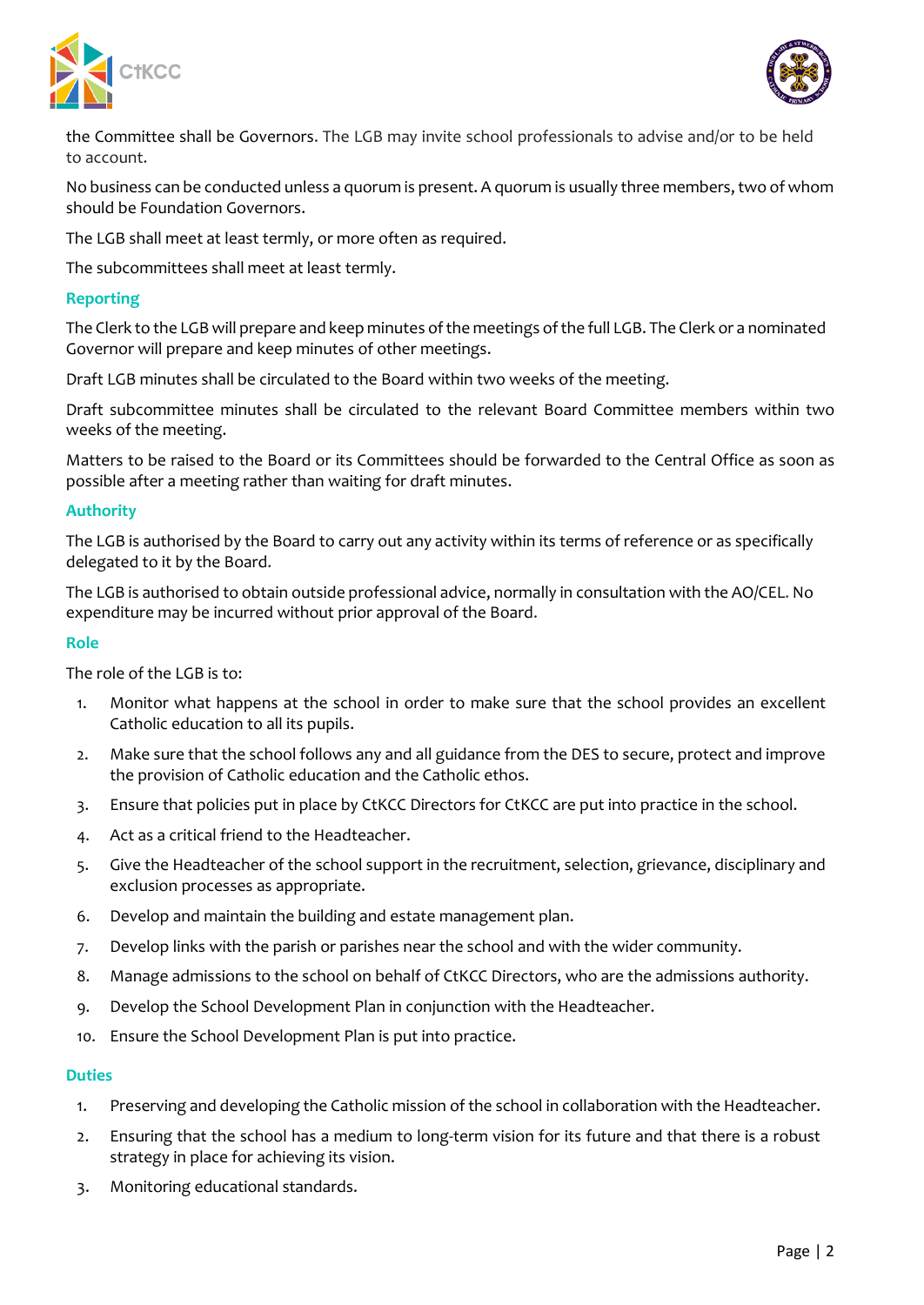the Committee shall be Governors. The LGB may invite school professionals to advise and/or to be held to account.

No business can be conducted unless a quorum is present. A quorum is usually three members, two of whom should be Foundation Governors.

The LGB shall meet at least termly, or more often as required.

The subcommittees shall meet at least termly.

### Reporting

The Clerk to the LGB will prepare and keep minutes of the meetings of the full LGB. The Clerk or a nominated Governor will prepare and keep minutes of other meetings.

Draft LGB minutes shall be circulated to the Board within two weeks of the meeting.

Draft subcommittee minutes shall be circulated to the relevant Board Committee members within two weeks of the meeting.

Matters to be raised to the Board or its Committees should be forwarded to the Central Office as soon as possible after a meeting rather than waiting for draft minutes.

### Authority

The LGB is authorised by the Board to carry out any activity within its terms of reference or as specifically delegated to it by the Board.

The LGB is authorised to obtain outside professional advice, normally in consultation with the AO/CEL. No expenditure may be incurred without prior approval of the Board.

### Role

The role of the LGB is to:

1. Monitor what happens at the school in order to make sure that the school provides an excellent Catholic education to all its pupils.
2. Make sure that the school follows any and all guidance from the DES to secure, protect and improve the provision of Catholic education and the Catholic ethos.
3. Ensure that policies put in place by CtKCC Directors for CtKCC are put into practice in the school.
4. Act as a critical friend to the Headteacher.
5. Give the Headteacher of the school support in the recruitment, selection, grievance, disciplinary and exclusion processes as appropriate.
6. Develop and maintain the building and estate management plan.
7. Develop links with the parish or parishes near the school and with the wider community.
8. Manage admissions to the school on behalf of CtKCC Directors, who are the admissions authority.
9. Develop the School Development Plan in conjunction with the Headteacher.
10. Ensure the School Development Plan is put into practice.

### Duties

1. Preserving and developing the Catholic mission of the school in collaboration with the Headteacher.
2. Ensuring that the school has a medium to long-term vision for its future and that there is a robust strategy in place for achieving its vision.
3. Monitoring educational standards.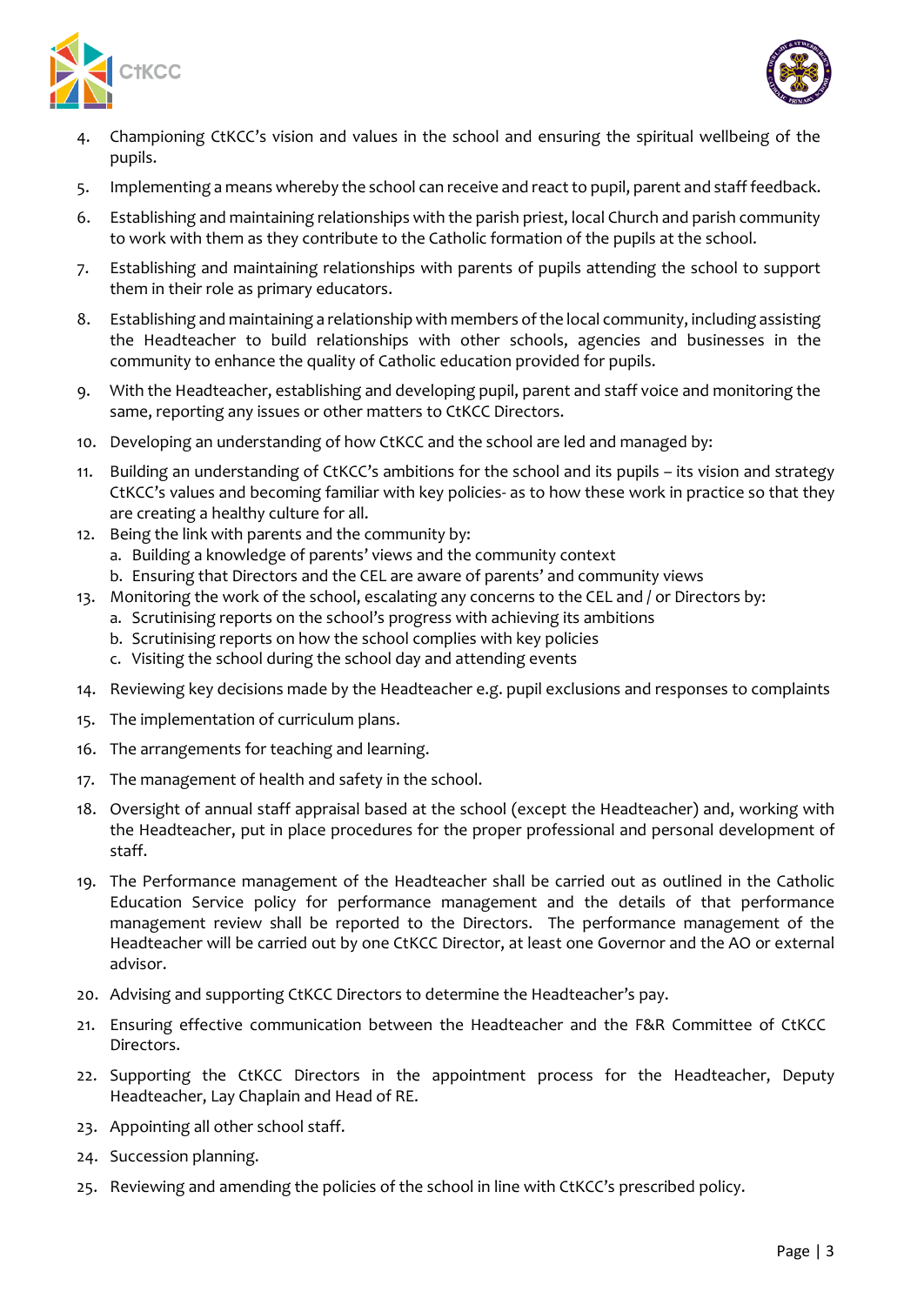4. Championing CtKCC's vision and values in the school and ensuring the spiritual wellbeing of the pupils.
5. Implementing a means whereby the school can receive and react to pupil, parent and staff feedback.
6. Establishing and maintaining relationships with the parish priest, local Church and parish community to work with them as they contribute to the Catholic formation of the pupils at the school.
7. Establishing and maintaining relationships with parents of pupils attending the school to support them in their role as primary educators.
8. Establishing and maintaining a relationship with members of the local community, including assisting the Headteacher to build relationships with other schools, agencies and businesses in the community to enhance the quality of Catholic education provided for pupils.
9. With the Headteacher, establishing and developing pupil, parent and staff voice and monitoring the same, reporting any issues or other matters to CtKCC Directors.
10. Developing an understanding of how CtKCC and the school are led and managed by:
11. Building an understanding of CtKCC's ambitions for the school and its pupils – its vision and strategy CtKCC's values and becoming familiar with key policies- as to how these work in practice so that they are creating a healthy culture for all.
12. Being the link with parents and the community by:
    a. Building a knowledge of parents' views and the community context
    b. Ensuring that Directors and the CEL are aware of parents' and community views
13. Monitoring the work of the school, escalating any concerns to the CEL and / or Directors by:
    a. Scrutinising reports on the school's progress with achieving its ambitions
    b. Scrutinising reports on how the school complies with key policies
    c. Visiting the school during the school day and attending events
14. Reviewing key decisions made by the Headteacher e.g. pupil exclusions and responses to complaints
15. The implementation of curriculum plans.
16. The arrangements for teaching and learning.
17. The management of health and safety in the school.
18. Oversight of annual staff appraisal based at the school (except the Headteacher) and, working with the Headteacher, put in place procedures for the proper professional and personal development of staff.
19. The Performance management of the Headteacher shall be carried out as outlined in the Catholic Education Service policy for performance management and the details of that performance management review shall be reported to the Directors. The performance management of the Headteacher will be carried out by one CtKCC Director, at least one Governor and the AO or external advisor.
20. Advising and supporting CtKCC Directors to determine the Headteacher's pay.
21. Ensuring effective communication between the Headteacher and the F&R Committee of CtKCC Directors.
22. Supporting the CtKCC Directors in the appointment process for the Headteacher, Deputy Headteacher, Lay Chaplain and Head of RE.
23. Appointing all other school staff.
24. Succession planning.
25. Reviewing and amending the policies of the school in line with CtKCC's prescribed policy.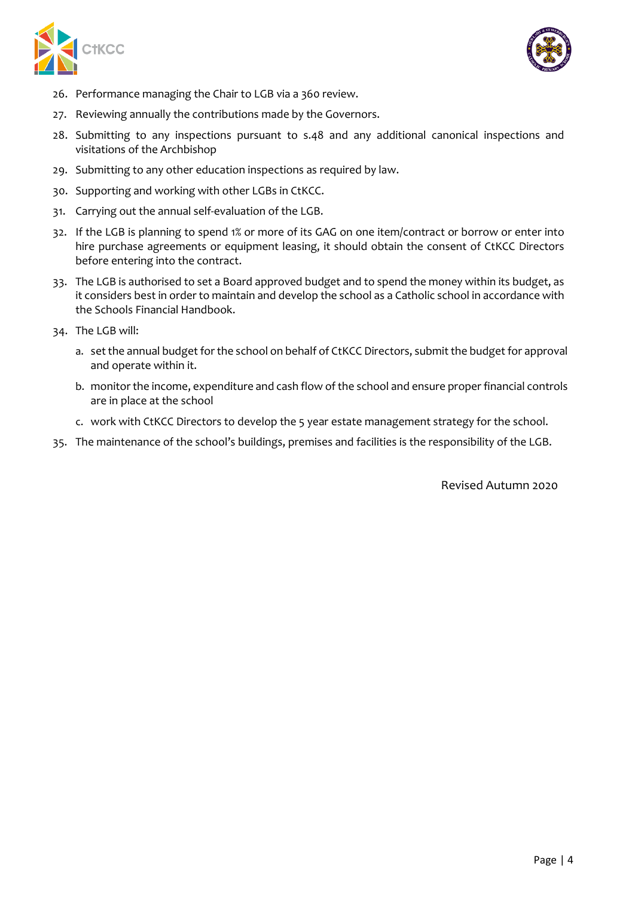26. Performance managing the Chair to LGB via a 360 review.
27. Reviewing annually the contributions made by the Governors.
28. Submitting to any inspections pursuant to s.48 and any additional canonical inspections and visitations of the Archbishop
29. Submitting to any other education inspections as required by law.
30. Supporting and working with other LGBs in CtKCC.
31. Carrying out the annual self-evaluation of the LGB.
32. If the LGB is planning to spend 1% or more of its GAG on one item/contract or borrow or enter into hire purchase agreements or equipment leasing, it should obtain the consent of CtKCC Directors before entering into the contract.
33. The LGB is authorised to set a Board approved budget and to spend the money within its budget, as it considers best in order to maintain and develop the school as a Catholic school in accordance with the Schools Financial Handbook.
34. The LGB will:
    a. set the annual budget for the school on behalf of CtKCC Directors, submit the budget for approval and operate within it.
    b. monitor the income, expenditure and cash flow of the school and ensure proper financial controls are in place at the school
    c. work with CtKCC Directors to develop the 5 year estate management strategy for the school.
35. The maintenance of the school's buildings, premises and facilities is the responsibility of the LGB.

Revised Autumn 2020